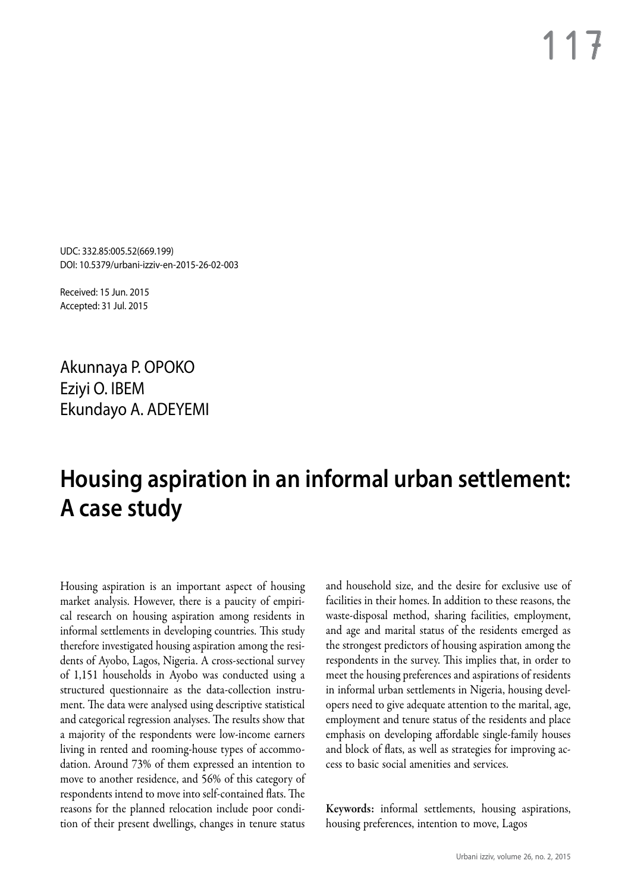UDC: 332.85:005.52(669.199)
DOI: 10.5379/urbani-izziv-en-2015-26-02-003

Received: 15 Jun. 2015
Accepted: 31 Jul. 2015

Akunnaya P. OPOKO
Eziyi O. IBEM
Ekundayo A. ADEYEMI

# Housing aspiration in an informal urban settlement: A case study

Housing aspiration is an important aspect of housing market analysis. However, there is a paucity of empirical research on housing aspiration among residents in informal settlements in developing countries. This study therefore investigated housing aspiration among the residents of Ayobo, Lagos, Nigeria. A cross-sectional survey of 1,151 households in Ayobo was conducted using a structured questionnaire as the data-collection instrument. The data were analysed using descriptive statistical and categorical regression analyses. The results show that a majority of the respondents were low-income earners living in rented and rooming-house types of accommodation. Around 73% of them expressed an intention to move to another residence, and 56% of this category of respondents intend to move into self-contained flats. The reasons for the planned relocation include poor condition of their present dwellings, changes in tenure status and household size, and the desire for exclusive use of facilities in their homes. In addition to these reasons, the waste-disposal method, sharing facilities, employment, and age and marital status of the residents emerged as the strongest predictors of housing aspiration among the respondents in the survey. This implies that, in order to meet the housing preferences and aspirations of residents in informal urban settlements in Nigeria, housing developers need to give adequate attention to the marital, age, employment and tenure status of the residents and place emphasis on developing affordable single-family houses and block of flats, as well as strategies for improving access to basic social amenities and services.

**Keywords:** informal settlements, housing aspirations, housing preferences, intention to move, Lagos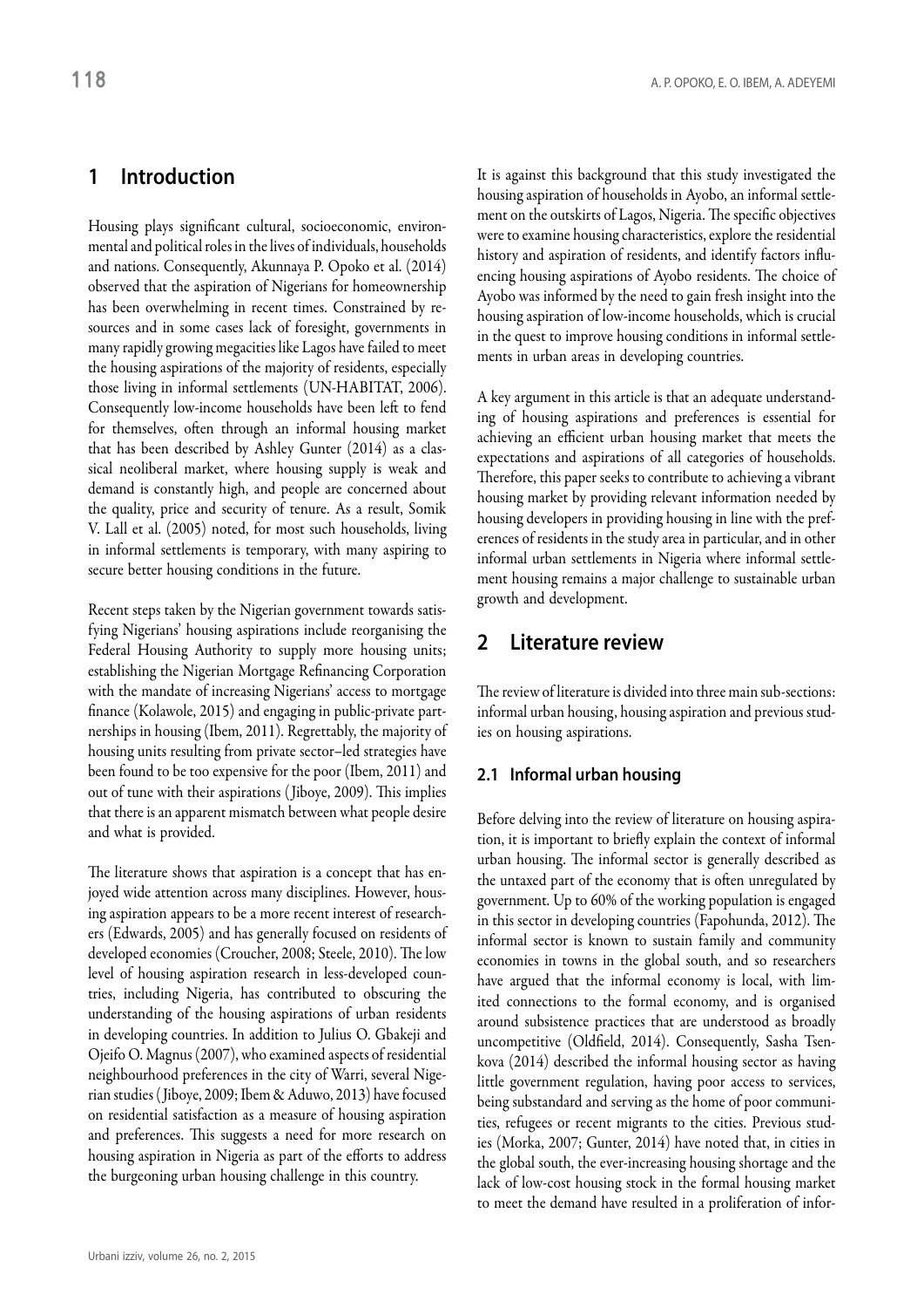## 1 Introduction

Housing plays significant cultural, socioeconomic, environmental and political roles in the lives of individuals, households and nations. Consequently, Akunnaya P. Opoko et al. (2014) observed that the aspiration of Nigerians for homeownership has been overwhelming in recent times. Constrained by resources and in some cases lack of foresight, governments in many rapidly growing megacities like Lagos have failed to meet the housing aspirations of the majority of residents, especially those living in informal settlements (UN-HABITAT, 2006). Consequently low-income households have been left to fend for themselves, often through an informal housing market that has been described by Ashley Gunter (2014) as a classical neoliberal market, where housing supply is weak and demand is constantly high, and people are concerned about the quality, price and security of tenure. As a result, Somik V. Lall et al. (2005) noted, for most such households, living in informal settlements is temporary, with many aspiring to secure better housing conditions in the future.

Recent steps taken by the Nigerian government towards satisfying Nigerians' housing aspirations include reorganising the Federal Housing Authority to supply more housing units; establishing the Nigerian Mortgage Refinancing Corporation with the mandate of increasing Nigerians' access to mortgage finance (Kolawole, 2015) and engaging in public-private partnerships in housing (Ibem, 2011). Regrettably, the majority of housing units resulting from private sector–led strategies have been found to be too expensive for the poor (Ibem, 2011) and out of tune with their aspirations (Jiboye, 2009). This implies that there is an apparent mismatch between what people desire and what is provided.

The literature shows that aspiration is a concept that has enjoyed wide attention across many disciplines. However, housing aspiration appears to be a more recent interest of researchers (Edwards, 2005) and has generally focused on residents of developed economies (Croucher, 2008; Steele, 2010). The low level of housing aspiration research in less-developed countries, including Nigeria, has contributed to obscuring the understanding of the housing aspirations of urban residents in developing countries. In addition to Julius O. Gbakeji and Ojeifo O. Magnus (2007), who examined aspects of residential neighbourhood preferences in the city of Warri, several Nigerian studies (Jiboye, 2009; Ibem & Aduwo, 2013) have focused on residential satisfaction as a measure of housing aspiration and preferences. This suggests a need for more research on housing aspiration in Nigeria as part of the efforts to address the burgeoning urban housing challenge in this country.

It is against this background that this study investigated the housing aspiration of households in Ayobo, an informal settlement on the outskirts of Lagos, Nigeria. The specific objectives were to examine housing characteristics, explore the residential history and aspiration of residents, and identify factors influencing housing aspirations of Ayobo residents. The choice of Ayobo was informed by the need to gain fresh insight into the housing aspiration of low-income households, which is crucial in the quest to improve housing conditions in informal settlements in urban areas in developing countries.

A key argument in this article is that an adequate understanding of housing aspirations and preferences is essential for achieving an efficient urban housing market that meets the expectations and aspirations of all categories of households. Therefore, this paper seeks to contribute to achieving a vibrant housing market by providing relevant information needed by housing developers in providing housing in line with the preferences of residents in the study area in particular, and in other informal urban settlements in Nigeria where informal settlement housing remains a major challenge to sustainable urban growth and development.

## 2 Literature review

The review of literature is divided into three main sub-sections: informal urban housing, housing aspiration and previous studies on housing aspirations.

### 2.1 Informal urban housing

Before delving into the review of literature on housing aspiration, it is important to briefly explain the context of informal urban housing. The informal sector is generally described as the untaxed part of the economy that is often unregulated by government. Up to 60% of the working population is engaged in this sector in developing countries (Fapohunda, 2012). The informal sector is known to sustain family and community economies in towns in the global south, and so researchers have argued that the informal economy is local, with limited connections to the formal economy, and is organised around subsistence practices that are understood as broadly uncompetitive (Oldfield, 2014). Consequently, Sasha Tsenkova (2014) described the informal housing sector as having little government regulation, having poor access to services, being substandard and serving as the home of poor communities, refugees or recent migrants to the cities. Previous studies (Morka, 2007; Gunter, 2014) have noted that, in cities in the global south, the ever-increasing housing shortage and the lack of low-cost housing stock in the formal housing market to meet the demand have resulted in a proliferation of infor-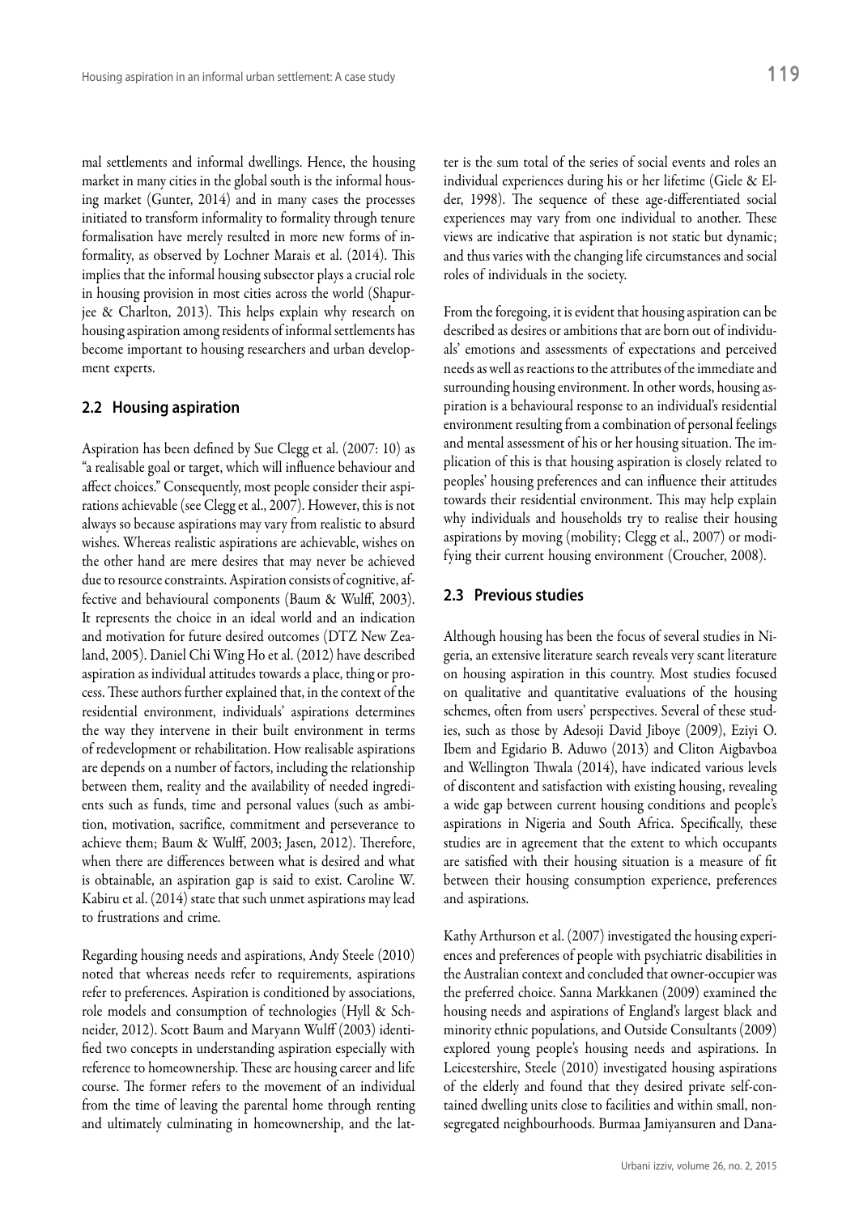mal settlements and informal dwellings. Hence, the housing market in many cities in the global south is the informal housing market (Gunter, 2014) and in many cases the processes initiated to transform informality to formality through tenure formalisation have merely resulted in more new forms of informality, as observed by Lochner Marais et al. (2014). This implies that the informal housing subsector plays a crucial role in housing provision in most cities across the world (Shapurjee & Charlton, 2013). This helps explain why research on housing aspiration among residents of informal settlements has become important to housing researchers and urban development experts.

## 2.2 Housing aspiration

Aspiration has been defined by Sue Clegg et al. (2007: 10) as "a realisable goal or target, which will influence behaviour and affect choices." Consequently, most people consider their aspirations achievable (see Clegg et al., 2007). However, this is not always so because aspirations may vary from realistic to absurd wishes. Whereas realistic aspirations are achievable, wishes on the other hand are mere desires that may never be achieved due to resource constraints. Aspiration consists of cognitive, affective and behavioural components (Baum & Wulff, 2003). It represents the choice in an ideal world and an indication and motivation for future desired outcomes (DTZ New Zealand, 2005). Daniel Chi Wing Ho et al. (2012) have described aspiration as individual attitudes towards a place, thing or process. These authors further explained that, in the context of the residential environment, individuals' aspirations determines the way they intervene in their built environment in terms of redevelopment or rehabilitation. How realisable aspirations are depends on a number of factors, including the relationship between them, reality and the availability of needed ingredients such as funds, time and personal values (such as ambition, motivation, sacrifice, commitment and perseverance to achieve them; Baum & Wulff, 2003; Jasen, 2012). Therefore, when there are differences between what is desired and what is obtainable, an aspiration gap is said to exist. Caroline W. Kabiru et al. (2014) state that such unmet aspirations may lead to frustrations and crime.

Regarding housing needs and aspirations, Andy Steele (2010) noted that whereas needs refer to requirements, aspirations refer to preferences. Aspiration is conditioned by associations, role models and consumption of technologies (Hyll & Schneider, 2012). Scott Baum and Maryann Wulff (2003) identified two concepts in understanding aspiration especially with reference to homeownership. These are housing career and life course. The former refers to the movement of an individual from the time of leaving the parental home through renting and ultimately culminating in homeownership, and the latter is the sum total of the series of social events and roles an individual experiences during his or her lifetime (Giele & Elder, 1998). The sequence of these age-differentiated social experiences may vary from one individual to another. These views are indicative that aspiration is not static but dynamic; and thus varies with the changing life circumstances and social roles of individuals in the society.

From the foregoing, it is evident that housing aspiration can be described as desires or ambitions that are born out of individuals' emotions and assessments of expectations and perceived needs as well as reactions to the attributes of the immediate and surrounding housing environment. In other words, housing aspiration is a behavioural response to an individual's residential environment resulting from a combination of personal feelings and mental assessment of his or her housing situation. The implication of this is that housing aspiration is closely related to peoples' housing preferences and can influence their attitudes towards their residential environment. This may help explain why individuals and households try to realise their housing aspirations by moving (mobility; Clegg et al., 2007) or modifying their current housing environment (Croucher, 2008).

## 2.3 Previous studies

Although housing has been the focus of several studies in Nigeria, an extensive literature search reveals very scant literature on housing aspiration in this country. Most studies focused on qualitative and quantitative evaluations of the housing schemes, often from users' perspectives. Several of these studies, such as those by Adesoji David Jiboye (2009), Eziyi O. Ibem and Egidario B. Aduwo (2013) and Cliton Aigbavboa and Wellington Thwala (2014), have indicated various levels of discontent and satisfaction with existing housing, revealing a wide gap between current housing conditions and people's aspirations in Nigeria and South Africa. Specifically, these studies are in agreement that the extent to which occupants are satisfied with their housing situation is a measure of fit between their housing consumption experience, preferences and aspirations.

Kathy Arthurson et al. (2007) investigated the housing experiences and preferences of people with psychiatric disabilities in the Australian context and concluded that owner-occupier was the preferred choice. Sanna Markkanen (2009) examined the housing needs and aspirations of England's largest black and minority ethnic populations, and Outside Consultants (2009) explored young people's housing needs and aspirations. In Leicestershire, Steele (2010) investigated housing aspirations of the elderly and found that they desired private self-contained dwelling units close to facilities and within small, non-segregated neighbourhoods. Burmaa Jamiyansuren and Dana-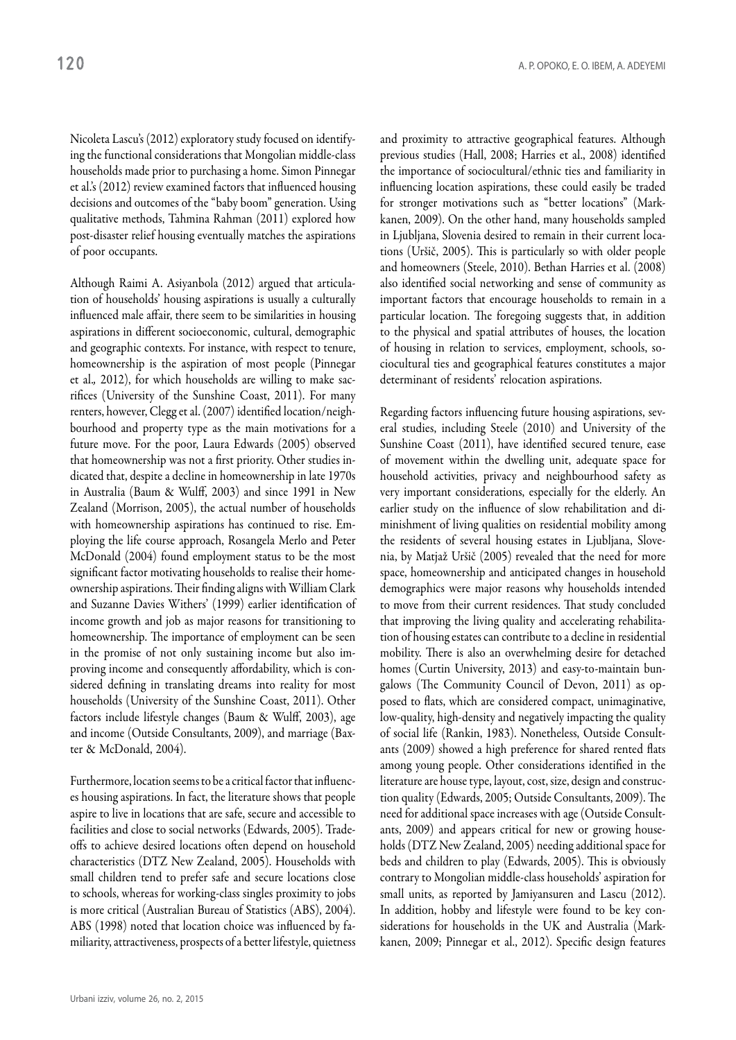Nicoleta Lascu's (2012) exploratory study focused on identifying the functional considerations that Mongolian middle-class households made prior to purchasing a home. Simon Pinnegar et al.'s (2012) review examined factors that influenced housing decisions and outcomes of the "baby boom" generation. Using qualitative methods, Tahmina Rahman (2011) explored how post-disaster relief housing eventually matches the aspirations of poor occupants.

Although Raimi A. Asiyanbola (2012) argued that articulation of households' housing aspirations is usually a culturally influenced male affair, there seem to be similarities in housing aspirations in different socioeconomic, cultural, demographic and geographic contexts. For instance, with respect to tenure, homeownership is the aspiration of most people (Pinnegar et al., 2012), for which households are willing to make sacrifices (University of the Sunshine Coast, 2011). For many renters, however, Clegg et al. (2007) identified location/neighbourhood and property type as the main motivations for a future move. For the poor, Laura Edwards (2005) observed that homeownership was not a first priority. Other studies indicated that, despite a decline in homeownership in late 1970s in Australia (Baum & Wulff, 2003) and since 1991 in New Zealand (Morrison, 2005), the actual number of households with homeownership aspirations has continued to rise. Employing the life course approach, Rosangela Merlo and Peter McDonald (2004) found employment status to be the most significant factor motivating households to realise their homeownership aspirations. Their finding aligns with William Clark and Suzanne Davies Withers' (1999) earlier identification of income growth and job as major reasons for transitioning to homeownership. The importance of employment can be seen in the promise of not only sustaining income but also improving income and consequently affordability, which is considered defining in translating dreams into reality for most households (University of the Sunshine Coast, 2011). Other factors include lifestyle changes (Baum & Wulff, 2003), age and income (Outside Consultants, 2009), and marriage (Baxter & McDonald, 2004).

Furthermore, location seems to be a critical factor that influences housing aspirations. In fact, the literature shows that people aspire to live in locations that are safe, secure and accessible to facilities and close to social networks (Edwards, 2005). Trade-offs to achieve desired locations often depend on household characteristics (DTZ New Zealand, 2005). Households with small children tend to prefer safe and secure locations close to schools, whereas for working-class singles proximity to jobs is more critical (Australian Bureau of Statistics (ABS), 2004). ABS (1998) noted that location choice was influenced by familiarity, attractiveness, prospects of a better lifestyle, quietness and proximity to attractive geographical features. Although previous studies (Hall, 2008; Harries et al., 2008) identified the importance of sociocultural/ethnic ties and familiarity in influencing location aspirations, these could easily be traded for stronger motivations such as "better locations" (Markkanen, 2009). On the other hand, many households sampled in Ljubljana, Slovenia desired to remain in their current locations (Uršič, 2005). This is particularly so with older people and homeowners (Steele, 2010). Bethan Harries et al. (2008) also identified social networking and sense of community as important factors that encourage households to remain in a particular location. The foregoing suggests that, in addition to the physical and spatial attributes of houses, the location of housing in relation to services, employment, schools, sociocultural ties and geographical features constitutes a major determinant of residents' relocation aspirations.

Regarding factors influencing future housing aspirations, several studies, including Steele (2010) and University of the Sunshine Coast (2011), have identified secured tenure, ease of movement within the dwelling unit, adequate space for household activities, privacy and neighbourhood safety as very important considerations, especially for the elderly. An earlier study on the influence of slow rehabilitation and diminishment of living qualities on residential mobility among the residents of several housing estates in Ljubljana, Slovenia, by Matjaž Uršič (2005) revealed that the need for more space, homeownership and anticipated changes in household demographics were major reasons why households intended to move from their current residences. That study concluded that improving the living quality and accelerating rehabilitation of housing estates can contribute to a decline in residential mobility. There is also an overwhelming desire for detached homes (Curtin University, 2013) and easy-to-maintain bungalows (The Community Council of Devon, 2011) as opposed to flats, which are considered compact, unimaginative, low-quality, high-density and negatively impacting the quality of social life (Rankin, 1983). Nonetheless, Outside Consultants (2009) showed a high preference for shared rented flats among young people. Other considerations identified in the literature are house type, layout, cost, size, design and construction quality (Edwards, 2005; Outside Consultants, 2009). The need for additional space increases with age (Outside Consultants, 2009) and appears critical for new or growing households (DTZ New Zealand, 2005) needing additional space for beds and children to play (Edwards, 2005). This is obviously contrary to Mongolian middle-class households' aspiration for small units, as reported by Jamiyansuren and Lascu (2012). In addition, hobby and lifestyle were found to be key considerations for households in the UK and Australia (Markkanen, 2009; Pinnegar et al., 2012). Specific design features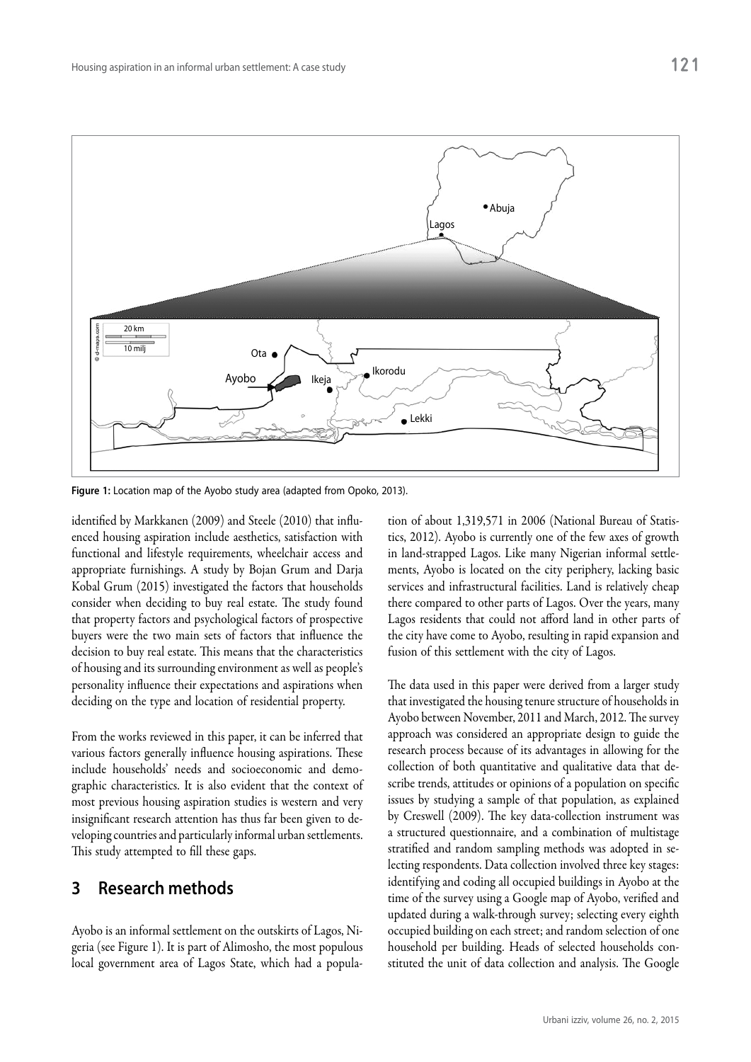Figure 1: Location map of the Ayobo study area (adapted from Opoko, 2013).

identified by Markkanen (2009) and Steele (2010) that influenced housing aspiration include aesthetics, satisfaction with functional and lifestyle requirements, wheelchair access and appropriate furnishings. A study by Bojan Grum and Darja Kobal Grum (2015) investigated the factors that households consider when deciding to buy real estate. The study found that property factors and psychological factors of prospective buyers were the two main sets of factors that influence the decision to buy real estate. This means that the characteristics of housing and its surrounding environment as well as people's personality influence their expectations and aspirations when deciding on the type and location of residential property.

From the works reviewed in this paper, it can be inferred that various factors generally influence housing aspirations. These include households' needs and socioeconomic and demographic characteristics. It is also evident that the context of most previous housing aspiration studies is western and very insignificant research attention has thus far been given to developing countries and particularly informal urban settlements. This study attempted to fill these gaps.

## 3 Research methods

Ayobo is an informal settlement on the outskirts of Lagos, Nigeria (see Figure 1). It is part of Alimosho, the most populous local government area of Lagos State, which had a population of about 1,319,571 in 2006 (National Bureau of Statistics, 2012). Ayobo is currently one of the few axes of growth in land-strapped Lagos. Like many Nigerian informal settlements, Ayobo is located on the city periphery, lacking basic services and infrastructural facilities. Land is relatively cheap there compared to other parts of Lagos. Over the years, many Lagos residents that could not afford land in other parts of the city have come to Ayobo, resulting in rapid expansion and fusion of this settlement with the city of Lagos.

The data used in this paper were derived from a larger study that investigated the housing tenure structure of households in Ayobo between November, 2011 and March, 2012. The survey approach was considered an appropriate design to guide the research process because of its advantages in allowing for the collection of both quantitative and qualitative data that describe trends, attitudes or opinions of a population on specific issues by studying a sample of that population, as explained by Creswell (2009). The key data-collection instrument was a structured questionnaire, and a combination of multistage stratified and random sampling methods was adopted in selecting respondents. Data collection involved three key stages: identifying and coding all occupied buildings in Ayobo at the time of the survey using a Google map of Ayobo, verified and updated during a walk-through survey; selecting every eighth occupied building on each street; and random selection of one household per building. Heads of selected households constituted the unit of data collection and analysis. The Google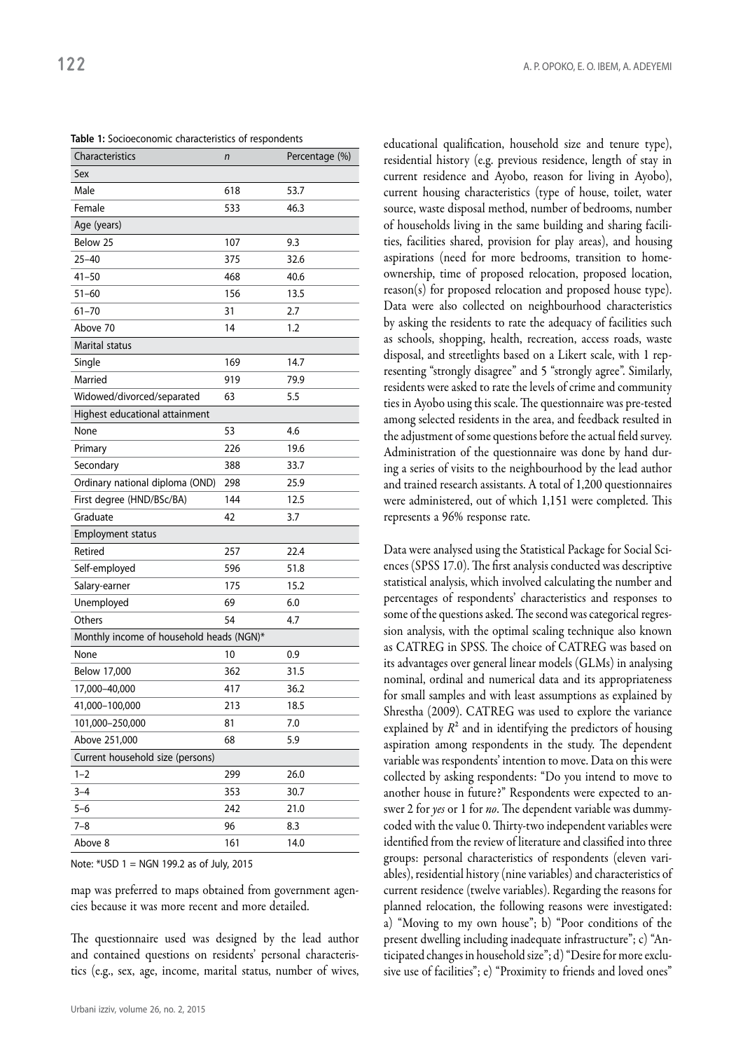**Table 1:** Socioeconomic characteristics of respondents

| Characteristics | *n* | Percentage (%) |
|---|---|---|
| Sex | | |
| Male | 618 | 53.7 |
| Female | 533 | 46.3 |
| Age (years) | | |
| Below 25 | 107 | 9.3 |
| 25–40 | 375 | 32.6 |
| 41–50 | 468 | 40.6 |
| 51–60 | 156 | 13.5 |
| 61–70 | 31 | 2.7 |
| Above 70 | 14 | 1.2 |
| Marital status | | |
| Single | 169 | 14.7 |
| Married | 919 | 79.9 |
| Widowed/divorced/separated | 63 | 5.5 |
| Highest educational attainment | | |
| None | 53 | 4.6 |
| Primary | 226 | 19.6 |
| Secondary | 388 | 33.7 |
| Ordinary national diploma (OND) | 298 | 25.9 |
| First degree (HND/BSc/BA) | 144 | 12.5 |
| Graduate | 42 | 3.7 |
| Employment status | | |
| Retired | 257 | 22.4 |
| Self-employed | 596 | 51.8 |
| Salary-earner | 175 | 15.2 |
| Unemployed | 69 | 6.0 |
| Others | 54 | 4.7 |
| Monthly income of household heads (NGN)* | | |
| None | 10 | 0.9 |
| Below 17,000 | 362 | 31.5 |
| 17,000–40,000 | 417 | 36.2 |
| 41,000–100,000 | 213 | 18.5 |
| 101,000–250,000 | 81 | 7.0 |
| Above 251,000 | 68 | 5.9 |
| Current household size (persons) | | |
| 1–2 | 299 | 26.0 |
| 3–4 | 353 | 30.7 |
| 5–6 | 242 | 21.0 |
| 7–8 | 96 | 8.3 |
| Above 8 | 161 | 14.0 |

Note: *USD 1 = NGN 199.2 as of July, 2015

map was preferred to maps obtained from government agencies because it was more recent and more detailed.

The questionnaire used was designed by the lead author and contained questions on residents' personal characteristics (e.g., sex, age, income, marital status, number of wives, educational qualification, household size and tenure type), residential history (e.g. previous residence, length of stay in current residence and Ayobo, reason for living in Ayobo), current housing characteristics (type of house, toilet, water source, waste disposal method, number of bedrooms, number of households living in the same building and sharing facilities, facilities shared, provision for play areas), and housing aspirations (need for more bedrooms, transition to homeownership, time of proposed relocation, proposed location, reason(s) for proposed relocation and proposed house type). Data were also collected on neighbourhood characteristics by asking the residents to rate the adequacy of facilities such as schools, shopping, health, recreation, access roads, waste disposal, and streetlights based on a Likert scale, with 1 representing "strongly disagree" and 5 "strongly agree". Similarly, residents were asked to rate the levels of crime and community ties in Ayobo using this scale. The questionnaire was pre-tested among selected residents in the area, and feedback resulted in the adjustment of some questions before the actual field survey. Administration of the questionnaire was done by hand during a series of visits to the neighbourhood by the lead author and trained research assistants. A total of 1,200 questionnaires were administered, out of which 1,151 were completed. This represents a 96% response rate.

Data were analysed using the Statistical Package for Social Sciences (SPSS 17.0). The first analysis conducted was descriptive statistical analysis, which involved calculating the number and percentages of respondents' characteristics and responses to some of the questions asked. The second was categorical regression analysis, with the optimal scaling technique also known as CATREG in SPSS. The choice of CATREG was based on its advantages over general linear models (GLMs) in analysing nominal, ordinal and numerical data and its appropriateness for small samples and with least assumptions as explained by Shrestha (2009). CATREG was used to explore the variance explained by $R^2$ and in identifying the predictors of housing aspiration among respondents in the study. The dependent variable was respondents' intention to move. Data on this were collected by asking respondents: "Do you intend to move to another house in future?" Respondents were expected to answer 2 for *yes* or 1 for *no*. The dependent variable was dummy-coded with the value 0. Thirty-two independent variables were identified from the review of literature and classified into three groups: personal characteristics of respondents (eleven variables), residential history (nine variables) and characteristics of current residence (twelve variables). Regarding the reasons for planned relocation, the following reasons were investigated: a) "Moving to my own house"; b) "Poor conditions of the present dwelling including inadequate infrastructure"; c) "Anticipated changes in household size"; d) "Desire for more exclusive use of facilities"; e) "Proximity to friends and loved ones"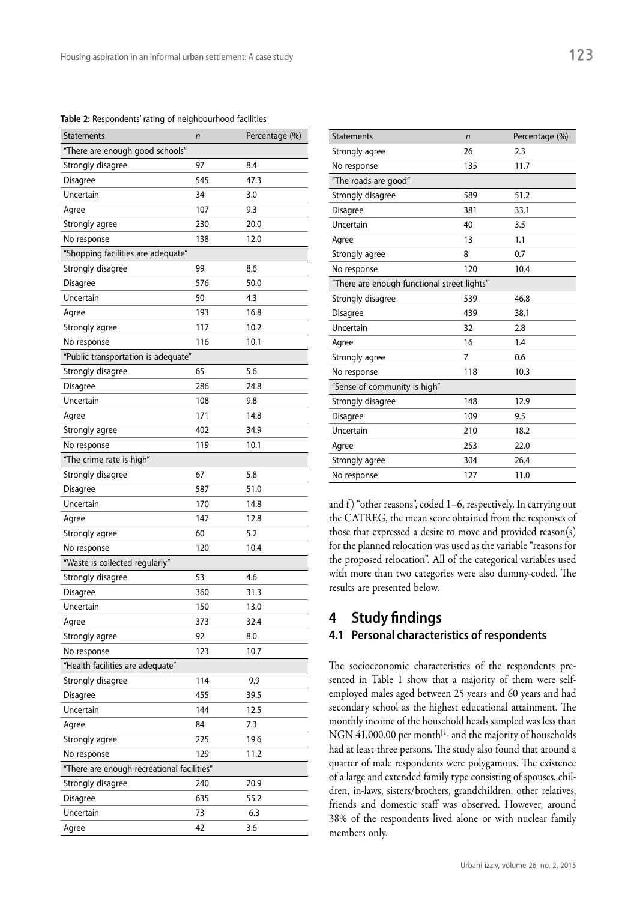**Table 2:** Respondents' rating of neighbourhood facilities

| Statements | *n* | Percentage (%) |
|---|---|---|
| "There are enough good schools" | | |
| Strongly disagree | 97 | 8.4 |
| Disagree | 545 | 47.3 |
| Uncertain | 34 | 3.0 |
| Agree | 107 | 9.3 |
| Strongly agree | 230 | 20.0 |
| No response | 138 | 12.0 |
| "Shopping facilities are adequate" | | |
| Strongly disagree | 99 | 8.6 |
| Disagree | 576 | 50.0 |
| Uncertain | 50 | 4.3 |
| Agree | 193 | 16.8 |
| Strongly agree | 117 | 10.2 |
| No response | 116 | 10.1 |
| "Public transportation is adequate" | | |
| Strongly disagree | 65 | 5.6 |
| Disagree | 286 | 24.8 |
| Uncertain | 108 | 9.8 |
| Agree | 171 | 14.8 |
| Strongly agree | 402 | 34.9 |
| No response | 119 | 10.1 |
| "The crime rate is high" | | |
| Strongly disagree | 67 | 5.8 |
| Disagree | 587 | 51.0 |
| Uncertain | 170 | 14.8 |
| Agree | 147 | 12.8 |
| Strongly agree | 60 | 5.2 |
| No response | 120 | 10.4 |
| "Waste is collected regularly" | | |
| Strongly disagree | 53 | 4.6 |
| Disagree | 360 | 31.3 |
| Uncertain | 150 | 13.0 |
| Agree | 373 | 32.4 |
| Strongly agree | 92 | 8.0 |
| No response | 123 | 10.7 |
| "Health facilities are adequate" | | |
| Strongly disagree | 114 | 9.9 |
| Disagree | 455 | 39.5 |
| Uncertain | 144 | 12.5 |
| Agree | 84 | 7.3 |
| Strongly agree | 225 | 19.6 |
| No response | 129 | 11.2 |
| "There are enough recreational facilities" | | |
| Strongly disagree | 240 | 20.9 |
| Disagree | 635 | 55.2 |
| Uncertain | 73 | 6.3 |
| Agree | 42 | 3.6 |
| Strongly agree | 26 | 2.3 |
| No response | 135 | 11.7 |
| "The roads are good" | | |
| Strongly disagree | 589 | 51.2 |
| Disagree | 381 | 33.1 |
| Uncertain | 40 | 3.5 |
| Agree | 13 | 1.1 |
| Strongly agree | 8 | 0.7 |
| No response | 120 | 10.4 |
| "There are enough functional street lights" | | |
| Strongly disagree | 539 | 46.8 |
| Disagree | 439 | 38.1 |
| Uncertain | 32 | 2.8 |
| Agree | 16 | 1.4 |
| Strongly agree | 7 | 0.6 |
| No response | 118 | 10.3 |
| "Sense of community is high" | | |
| Strongly disagree | 148 | 12.9 |
| Disagree | 109 | 9.5 |
| Uncertain | 210 | 18.2 |
| Agree | 253 | 22.0 |
| Strongly agree | 304 | 26.4 |
| No response | 127 | 11.0 |

and f) "other reasons", coded 1–6, respectively. In carrying out the CATREG, the mean score obtained from the responses of those that expressed a desire to move and provided reason(s) for the planned relocation was used as the variable "reasons for the proposed relocation". All of the categorical variables used with more than two categories were also dummy-coded. The results are presented below.

## 4 Study findings

### 4.1 Personal characteristics of respondents

The socioeconomic characteristics of the respondents presented in Table 1 show that a majority of them were self-employed males aged between 25 years and 60 years and had secondary school as the highest educational attainment. The monthly income of the household heads sampled was less than NGN 41,000.00 per month[1] and the majority of households had at least three persons. The study also found that around a quarter of male respondents were polygamous. The existence of a large and extended family type consisting of spouses, children, in-laws, sisters/brothers, grandchildren, other relatives, friends and domestic staff was observed. However, around 38% of the respondents lived alone or with nuclear family members only.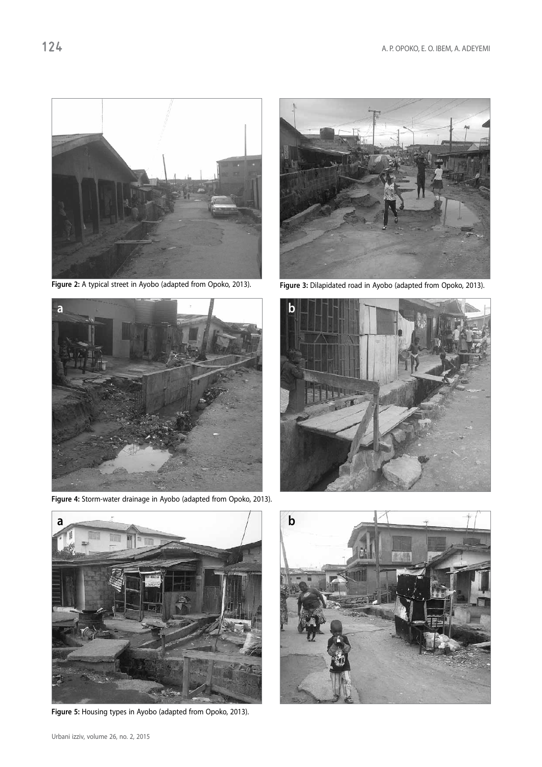Figure 2: A typical street in Ayobo (adapted from Opoko, 2013).

Figure 3: Dilapidated road in Ayobo (adapted from Opoko, 2013).

Figure 4: Storm-water drainage in Ayobo (adapted from Opoko, 2013).

Figure 5: Housing types in Ayobo (adapted from Opoko, 2013).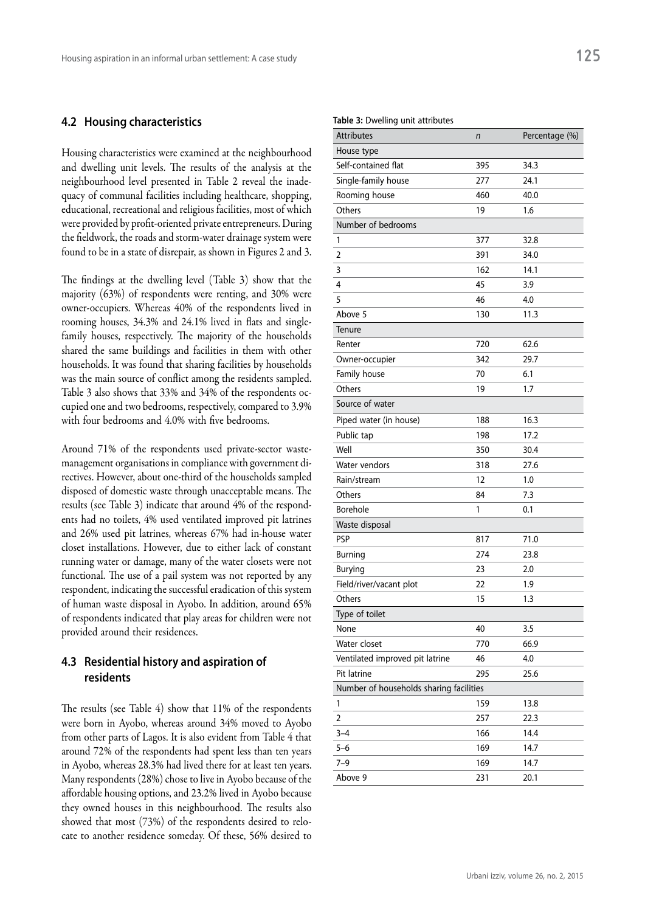## 4.2 Housing characteristics

Housing characteristics were examined at the neighbourhood and dwelling unit levels. The results of the analysis at the neighbourhood level presented in Table 2 reveal the inadequacy of communal facilities including healthcare, shopping, educational, recreational and religious facilities, most of which were provided by profit-oriented private entrepreneurs. During the fieldwork, the roads and storm-water drainage system were found to be in a state of disrepair, as shown in Figures 2 and 3.

The findings at the dwelling level (Table 3) show that the majority (63%) of respondents were renting, and 30% were owner-occupiers. Whereas 40% of the respondents lived in rooming houses, 34.3% and 24.1% lived in flats and single-family houses, respectively. The majority of the households shared the same buildings and facilities in them with other households. It was found that sharing facilities by households was the main source of conflict among the residents sampled. Table 3 also shows that 33% and 34% of the respondents occupied one and two bedrooms, respectively, compared to 3.9% with four bedrooms and 4.0% with five bedrooms.

Around 71% of the respondents used private-sector waste-management organisations in compliance with government directives. However, about one-third of the households sampled disposed of domestic waste through unacceptable means. The results (see Table 3) indicate that around 4% of the respondents had no toilets, 4% used ventilated improved pit latrines and 26% used pit latrines, whereas 67% had in-house water closet installations. However, due to either lack of constant running water or damage, many of the water closets were not functional. The use of a pail system was not reported by any respondent, indicating the successful eradication of this system of human waste disposal in Ayobo. In addition, around 65% of respondents indicated that play areas for children were not provided around their residences.

## 4.3 Residential history and aspiration of residents

The results (see Table 4) show that 11% of the respondents were born in Ayobo, whereas around 34% moved to Ayobo from other parts of Lagos. It is also evident from Table 4 that around 72% of the respondents had spent less than ten years in Ayobo, whereas 28.3% had lived there for at least ten years. Many respondents (28%) chose to live in Ayobo because of the affordable housing options, and 23.2% lived in Ayobo because they owned houses in this neighbourhood. The results also showed that most (73%) of the respondents desired to relocate to another residence someday. Of these, 56% desired to

**Table 3:** Dwelling unit attributes

| Attributes | *n* | Percentage (%) |
|---|---|---|
| House type | | |
| Self-contained flat | 395 | 34.3 |
| Single-family house | 277 | 24.1 |
| Rooming house | 460 | 40.0 |
| Others | 19 | 1.6 |
| Number of bedrooms | | |
| 1 | 377 | 32.8 |
| 2 | 391 | 34.0 |
| 3 | 162 | 14.1 |
| 4 | 45 | 3.9 |
| 5 | 46 | 4.0 |
| Above 5 | 130 | 11.3 |
| Tenure | | |
| Renter | 720 | 62.6 |
| Owner-occupier | 342 | 29.7 |
| Family house | 70 | 6.1 |
| Others | 19 | 1.7 |
| Source of water | | |
| Piped water (in house) | 188 | 16.3 |
| Public tap | 198 | 17.2 |
| Well | 350 | 30.4 |
| Water vendors | 318 | 27.6 |
| Rain/stream | 12 | 1.0 |
| Others | 84 | 7.3 |
| Borehole | 1 | 0.1 |
| Waste disposal | | |
| PSP | 817 | 71.0 |
| Burning | 274 | 23.8 |
| Burying | 23 | 2.0 |
| Field/river/vacant plot | 22 | 1.9 |
| Others | 15 | 1.3 |
| Type of toilet | | |
| None | 40 | 3.5 |
| Water closet | 770 | 66.9 |
| Ventilated improved pit latrine | 46 | 4.0 |
| Pit latrine | 295 | 25.6 |
| Number of households sharing facilities | | |
| 1 | 159 | 13.8 |
| 2 | 257 | 22.3 |
| 3–4 | 166 | 14.4 |
| 5–6 | 169 | 14.7 |
| 7–9 | 169 | 14.7 |
| Above 9 | 231 | 20.1 |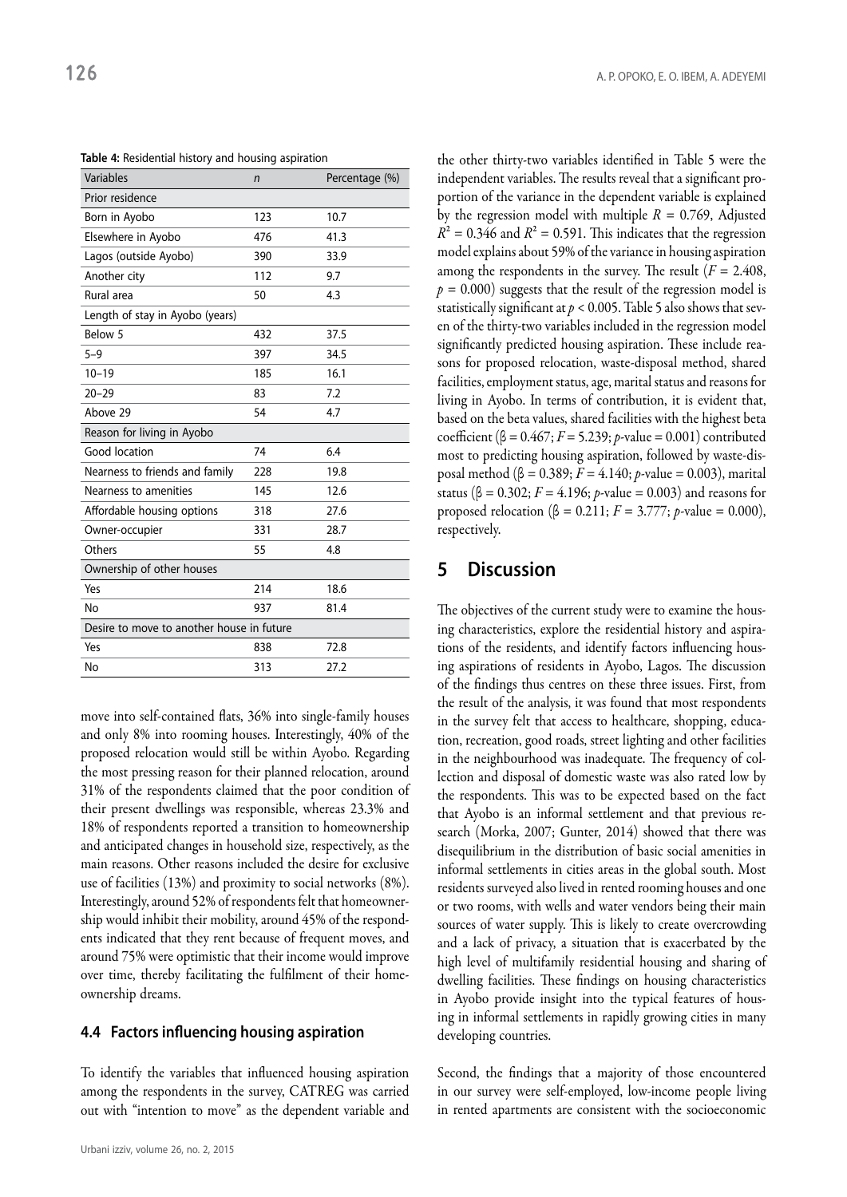**Table 4:** Residential history and housing aspiration

| Variables | *n* | Percentage (%) |
|---|---|---|
| Prior residence | | |
| Born in Ayobo | 123 | 10.7 |
| Elsewhere in Ayobo | 476 | 41.3 |
| Lagos (outside Ayobo) | 390 | 33.9 |
| Another city | 112 | 9.7 |
| Rural area | 50 | 4.3 |
| Length of stay in Ayobo (years) | | |
| Below 5 | 432 | 37.5 |
| 5–9 | 397 | 34.5 |
| 10–19 | 185 | 16.1 |
| 20–29 | 83 | 7.2 |
| Above 29 | 54 | 4.7 |
| Reason for living in Ayobo | | |
| Good location | 74 | 6.4 |
| Nearness to friends and family | 228 | 19.8 |
| Nearness to amenities | 145 | 12.6 |
| Affordable housing options | 318 | 27.6 |
| Owner-occupier | 331 | 28.7 |
| Others | 55 | 4.8 |
| Ownership of other houses | | |
| Yes | 214 | 18.6 |
| No | 937 | 81.4 |
| Desire to move to another house in future | | |
| Yes | 838 | 72.8 |
| No | 313 | 27.2 |

move into self-contained flats, 36% into single-family houses and only 8% into rooming houses. Interestingly, 40% of the proposed relocation would still be within Ayobo. Regarding the most pressing reason for their planned relocation, around 31% of the respondents claimed that the poor condition of their present dwellings was responsible, whereas 23.3% and 18% of respondents reported a transition to homeownership and anticipated changes in household size, respectively, as the main reasons. Other reasons included the desire for exclusive use of facilities (13%) and proximity to social networks (8%). Interestingly, around 52% of respondents felt that homeownership would inhibit their mobility, around 45% of the respondents indicated that they rent because of frequent moves, and around 75% were optimistic that their income would improve over time, thereby facilitating the fulfilment of their homeownership dreams.

### 4.4 Factors influencing housing aspiration

To identify the variables that influenced housing aspiration among the respondents in the survey, CATREG was carried out with "intention to move" as the dependent variable and the other thirty-two variables identified in Table 5 were the independent variables. The results reveal that a significant proportion of the variance in the dependent variable is explained by the regression model with multiple $R = 0.769$, Adjusted $R^2 = 0.346$ and $R^2 = 0.591$. This indicates that the regression model explains about 59% of the variance in housing aspiration among the respondents in the survey. The result ($F = 2.408$, $p = 0.000$) suggests that the result of the regression model is statistically significant at $p < 0.005$. Table 5 also shows that seven of the thirty-two variables included in the regression model significantly predicted housing aspiration. These include reasons for proposed relocation, waste-disposal method, shared facilities, employment status, age, marital status and reasons for living in Ayobo. In terms of contribution, it is evident that, based on the beta values, shared facilities with the highest beta coefficient ($\beta = 0.467$; $F = 5.239$; $p$-value = 0.001) contributed most to predicting housing aspiration, followed by waste-disposal method ($\beta = 0.389$; $F = 4.140$; $p$-value = 0.003), marital status ($\beta = 0.302$; $F = 4.196$; $p$-value = 0.003) and reasons for proposed relocation ($\beta = 0.211$; $F = 3.777$; $p$-value = 0.000), respectively.

## 5 Discussion

The objectives of the current study were to examine the housing characteristics, explore the residential history and aspirations of the residents, and identify factors influencing housing aspirations of residents in Ayobo, Lagos. The discussion of the findings thus centres on these three issues. First, from the result of the analysis, it was found that most respondents in the survey felt that access to healthcare, shopping, education, recreation, good roads, street lighting and other facilities in the neighbourhood was inadequate. The frequency of collection and disposal of domestic waste was also rated low by the respondents. This was to be expected based on the fact that Ayobo is an informal settlement and that previous research (Morka, 2007; Gunter, 2014) showed that there was disequilibrium in the distribution of basic social amenities in informal settlements in cities areas in the global south. Most residents surveyed also lived in rented rooming houses and one or two rooms, with wells and water vendors being their main sources of water supply. This is likely to create overcrowding and a lack of privacy, a situation that is exacerbated by the high level of multifamily residential housing and sharing of dwelling facilities. These findings on housing characteristics in Ayobo provide insight into the typical features of housing in informal settlements in rapidly growing cities in many developing countries.

Second, the findings that a majority of those encountered in our survey were self-employed, low-income people living in rented apartments are consistent with the socioeconomic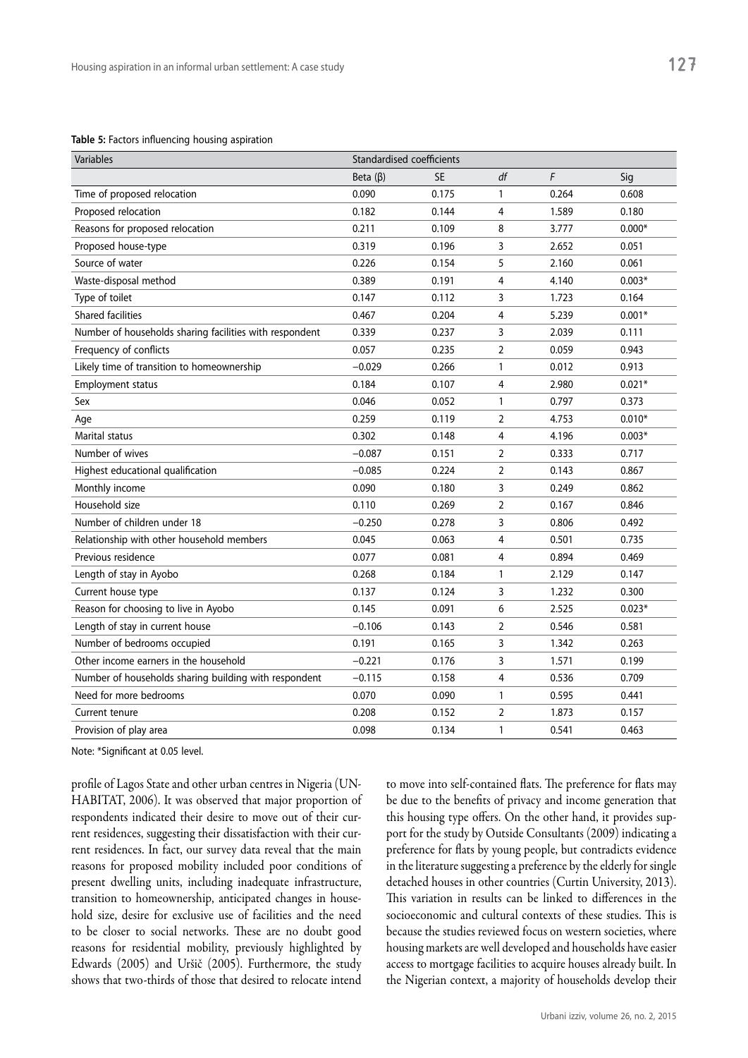**Table 5:** Factors influencing housing aspiration

| Variables | Standardised coefficients | | | | |
|---|---|---|---|---|---|
| | Beta (β) | SE | *df* | *F* | Sig |
| Time of proposed relocation | 0.090 | 0.175 | 1 | 0.264 | 0.608 |
| Proposed relocation | 0.182 | 0.144 | 4 | 1.589 | 0.180 |
| Reasons for proposed relocation | 0.211 | 0.109 | 8 | 3.777 | 0.000* |
| Proposed house-type | 0.319 | 0.196 | 3 | 2.652 | 0.051 |
| Source of water | 0.226 | 0.154 | 5 | 2.160 | 0.061 |
| Waste-disposal method | 0.389 | 0.191 | 4 | 4.140 | 0.003* |
| Type of toilet | 0.147 | 0.112 | 3 | 1.723 | 0.164 |
| Shared facilities | 0.467 | 0.204 | 4 | 5.239 | 0.001* |
| Number of households sharing facilities with respondent | 0.339 | 0.237 | 3 | 2.039 | 0.111 |
| Frequency of conflicts | 0.057 | 0.235 | 2 | 0.059 | 0.943 |
| Likely time of transition to homeownership | −0.029 | 0.266 | 1 | 0.012 | 0.913 |
| Employment status | 0.184 | 0.107 | 4 | 2.980 | 0.021* |
| Sex | 0.046 | 0.052 | 1 | 0.797 | 0.373 |
| Age | 0.259 | 0.119 | 2 | 4.753 | 0.010* |
| Marital status | 0.302 | 0.148 | 4 | 4.196 | 0.003* |
| Number of wives | −0.087 | 0.151 | 2 | 0.333 | 0.717 |
| Highest educational qualification | −0.085 | 0.224 | 2 | 0.143 | 0.867 |
| Monthly income | 0.090 | 0.180 | 3 | 0.249 | 0.862 |
| Household size | 0.110 | 0.269 | 2 | 0.167 | 0.846 |
| Number of children under 18 | −0.250 | 0.278 | 3 | 0.806 | 0.492 |
| Relationship with other household members | 0.045 | 0.063 | 4 | 0.501 | 0.735 |
| Previous residence | 0.077 | 0.081 | 4 | 0.894 | 0.469 |
| Length of stay in Ayobo | 0.268 | 0.184 | 1 | 2.129 | 0.147 |
| Current house type | 0.137 | 0.124 | 3 | 1.232 | 0.300 |
| Reason for choosing to live in Ayobo | 0.145 | 0.091 | 6 | 2.525 | 0.023* |
| Length of stay in current house | −0.106 | 0.143 | 2 | 0.546 | 0.581 |
| Number of bedrooms occupied | 0.191 | 0.165 | 3 | 1.342 | 0.263 |
| Other income earners in the household | −0.221 | 0.176 | 3 | 1.571 | 0.199 |
| Number of households sharing building with respondent | −0.115 | 0.158 | 4 | 0.536 | 0.709 |
| Need for more bedrooms | 0.070 | 0.090 | 1 | 0.595 | 0.441 |
| Current tenure | 0.208 | 0.152 | 2 | 1.873 | 0.157 |
| Provision of play area | 0.098 | 0.134 | 1 | 0.541 | 0.463 |

Note: *Significant at 0.05 level.

profile of Lagos State and other urban centres in Nigeria (UN-HABITAT, 2006). It was observed that major proportion of respondents indicated their desire to move out of their current residences, suggesting their dissatisfaction with their current residences. In fact, our survey data reveal that the main reasons for proposed mobility included poor conditions of present dwelling units, including inadequate infrastructure, transition to homeownership, anticipated changes in household size, desire for exclusive use of facilities and the need to be closer to social networks. These are no doubt good reasons for residential mobility, previously highlighted by Edwards (2005) and Uršič (2005). Furthermore, the study shows that two-thirds of those that desired to relocate intend to move into self-contained flats. The preference for flats may be due to the benefits of privacy and income generation that this housing type offers. On the other hand, it provides support for the study by Outside Consultants (2009) indicating a preference for flats by young people, but contradicts evidence in the literature suggesting a preference by the elderly for single detached houses in other countries (Curtin University, 2013). This variation in results can be linked to differences in the socioeconomic and cultural contexts of these studies. This is because the studies reviewed focus on western societies, where housing markets are well developed and households have easier access to mortgage facilities to acquire houses already built. In the Nigerian context, a majority of households develop their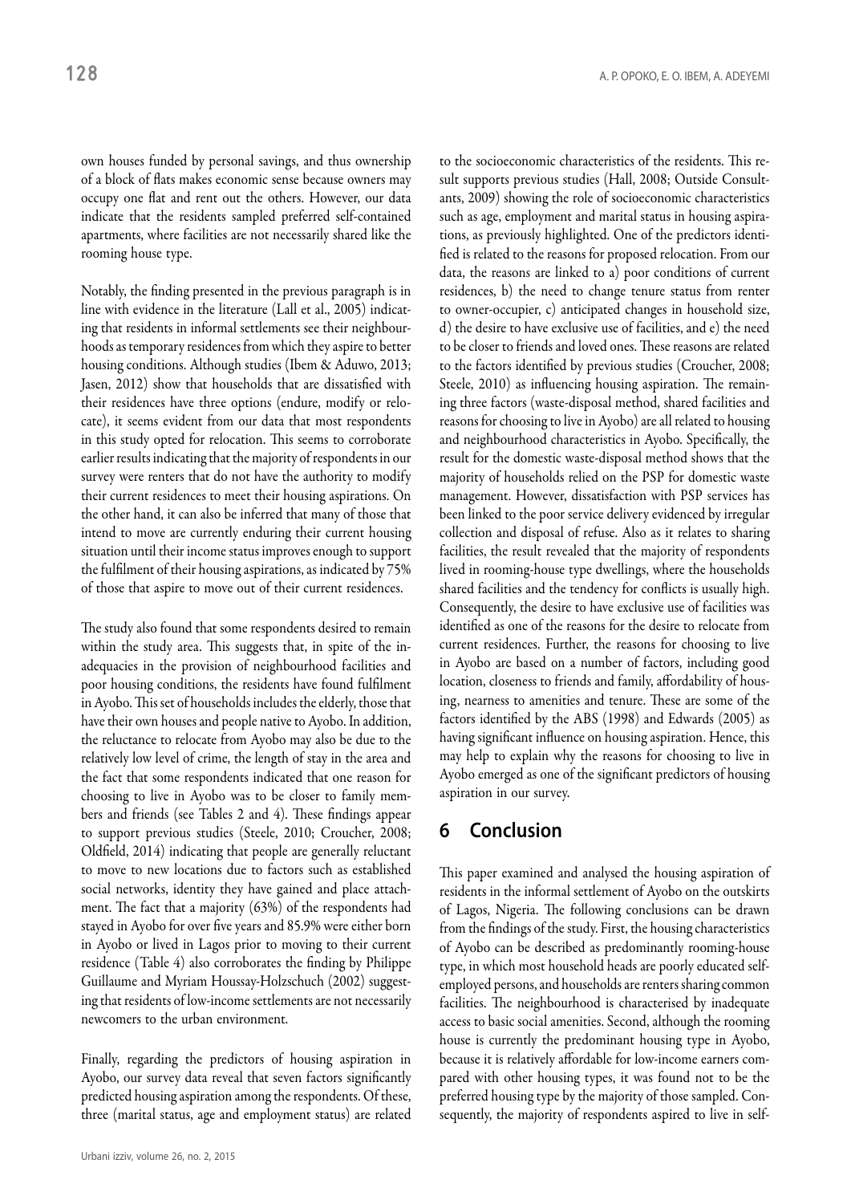own houses funded by personal savings, and thus ownership of a block of flats makes economic sense because owners may occupy one flat and rent out the others. However, our data indicate that the residents sampled preferred self-contained apartments, where facilities are not necessarily shared like the rooming house type.

Notably, the finding presented in the previous paragraph is in line with evidence in the literature (Lall et al., 2005) indicating that residents in informal settlements see their neighbourhoods as temporary residences from which they aspire to better housing conditions. Although studies (Ibem & Aduwo, 2013; Jasen, 2012) show that households that are dissatisfied with their residences have three options (endure, modify or relocate), it seems evident from our data that most respondents in this study opted for relocation. This seems to corroborate earlier results indicating that the majority of respondents in our survey were renters that do not have the authority to modify their current residences to meet their housing aspirations. On the other hand, it can also be inferred that many of those that intend to move are currently enduring their current housing situation until their income status improves enough to support the fulfilment of their housing aspirations, as indicated by 75% of those that aspire to move out of their current residences.

The study also found that some respondents desired to remain within the study area. This suggests that, in spite of the inadequacies in the provision of neighbourhood facilities and poor housing conditions, the residents have found fulfilment in Ayobo. This set of households includes the elderly, those that have their own houses and people native to Ayobo. In addition, the reluctance to relocate from Ayobo may also be due to the relatively low level of crime, the length of stay in the area and the fact that some respondents indicated that one reason for choosing to live in Ayobo was to be closer to family members and friends (see Tables 2 and 4). These findings appear to support previous studies (Steele, 2010; Croucher, 2008; Oldfield, 2014) indicating that people are generally reluctant to move to new locations due to factors such as established social networks, identity they have gained and place attachment. The fact that a majority (63%) of the respondents had stayed in Ayobo for over five years and 85.9% were either born in Ayobo or lived in Lagos prior to moving to their current residence (Table 4) also corroborates the finding by Philippe Guillaume and Myriam Houssay-Holzschuch (2002) suggesting that residents of low-income settlements are not necessarily newcomers to the urban environment.

Finally, regarding the predictors of housing aspiration in Ayobo, our survey data reveal that seven factors significantly predicted housing aspiration among the respondents. Of these, three (marital status, age and employment status) are related to the socioeconomic characteristics of the residents. This result supports previous studies (Hall, 2008; Outside Consultants, 2009) showing the role of socioeconomic characteristics such as age, employment and marital status in housing aspirations, as previously highlighted. One of the predictors identified is related to the reasons for proposed relocation. From our data, the reasons are linked to a) poor conditions of current residences, b) the need to change tenure status from renter to owner-occupier, c) anticipated changes in household size, d) the desire to have exclusive use of facilities, and e) the need to be closer to friends and loved ones. These reasons are related to the factors identified by previous studies (Croucher, 2008; Steele, 2010) as influencing housing aspiration. The remaining three factors (waste-disposal method, shared facilities and reasons for choosing to live in Ayobo) are all related to housing and neighbourhood characteristics in Ayobo. Specifically, the result for the domestic waste-disposal method shows that the majority of households relied on the PSP for domestic waste management. However, dissatisfaction with PSP services has been linked to the poor service delivery evidenced by irregular collection and disposal of refuse. Also as it relates to sharing facilities, the result revealed that the majority of respondents lived in rooming-house type dwellings, where the households shared facilities and the tendency for conflicts is usually high. Consequently, the desire to have exclusive use of facilities was identified as one of the reasons for the desire to relocate from current residences. Further, the reasons for choosing to live in Ayobo are based on a number of factors, including good location, closeness to friends and family, affordability of housing, nearness to amenities and tenure. These are some of the factors identified by the ABS (1998) and Edwards (2005) as having significant influence on housing aspiration. Hence, this may help to explain why the reasons for choosing to live in Ayobo emerged as one of the significant predictors of housing aspiration in our survey.

## 6 Conclusion

This paper examined and analysed the housing aspiration of residents in the informal settlement of Ayobo on the outskirts of Lagos, Nigeria. The following conclusions can be drawn from the findings of the study. First, the housing characteristics of Ayobo can be described as predominantly rooming-house type, in which most household heads are poorly educated self-employed persons, and households are renters sharing common facilities. The neighbourhood is characterised by inadequate access to basic social amenities. Second, although the rooming house is currently the predominant housing type in Ayobo, because it is relatively affordable for low-income earners compared with other housing types, it was found not to be the preferred housing type by the majority of those sampled. Consequently, the majority of respondents aspired to live in self-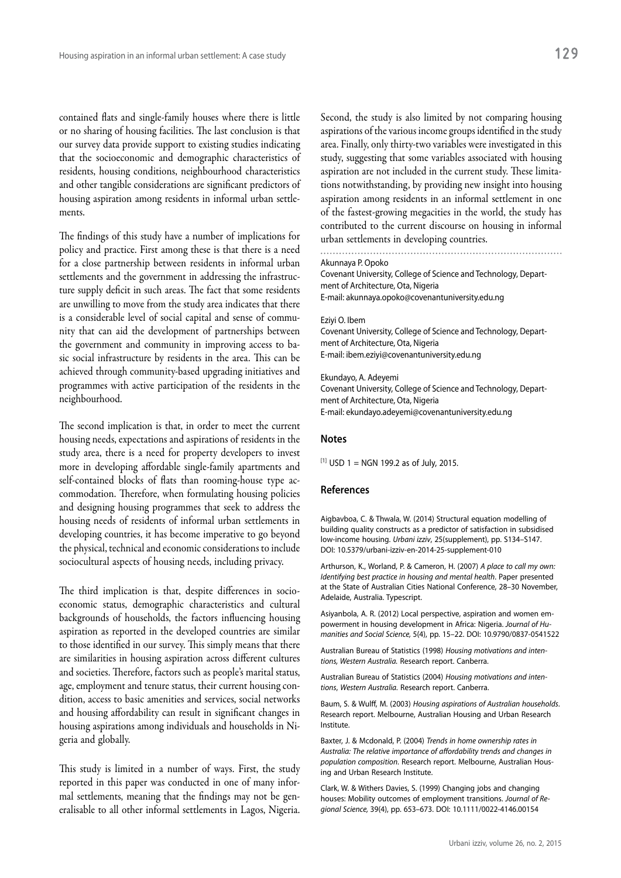contained flats and single-family houses where there is little or no sharing of housing facilities. The last conclusion is that our survey data provide support to existing studies indicating that the socioeconomic and demographic characteristics of residents, housing conditions, neighbourhood characteristics and other tangible considerations are significant predictors of housing aspiration among residents in informal urban settlements.

The findings of this study have a number of implications for policy and practice. First among these is that there is a need for a close partnership between residents in informal urban settlements and the government in addressing the infrastructure supply deficit in such areas. The fact that some residents are unwilling to move from the study area indicates that there is a considerable level of social capital and sense of community that can aid the development of partnerships between the government and community in improving access to basic social infrastructure by residents in the area. This can be achieved through community-based upgrading initiatives and programmes with active participation of the residents in the neighbourhood.

The second implication is that, in order to meet the current housing needs, expectations and aspirations of residents in the study area, there is a need for property developers to invest more in developing affordable single-family apartments and self-contained blocks of flats than rooming-house type accommodation. Therefore, when formulating housing policies and designing housing programmes that seek to address the housing needs of residents of informal urban settlements in developing countries, it has become imperative to go beyond the physical, technical and economic considerations to include sociocultural aspects of housing needs, including privacy.

The third implication is that, despite differences in socioeconomic status, demographic characteristics and cultural backgrounds of households, the factors influencing housing aspiration as reported in the developed countries are similar to those identified in our survey. This simply means that there are similarities in housing aspiration across different cultures and societies. Therefore, factors such as people's marital status, age, employment and tenure status, their current housing condition, access to basic amenities and services, social networks and housing affordability can result in significant changes in housing aspirations among individuals and households in Nigeria and globally.

This study is limited in a number of ways. First, the study reported in this paper was conducted in one of many informal settlements, meaning that the findings may not be generalisable to all other informal settlements in Lagos, Nigeria. Second, the study is also limited by not comparing housing aspirations of the various income groups identified in the study area. Finally, only thirty-two variables were investigated in this study, suggesting that some variables associated with housing aspiration are not included in the current study. These limitations notwithstanding, by providing new insight into housing aspiration among residents in an informal settlement in one of the fastest-growing megacities in the world, the study has contributed to the current discourse on housing in informal urban settlements in developing countries.

Akunnaya P. Opoko
Covenant University, College of Science and Technology, Department of Architecture, Ota, Nigeria
E-mail: akunnaya.opoko@covenantuniversity.edu.ng

Eziyi O. Ibem
Covenant University, College of Science and Technology, Department of Architecture, Ota, Nigeria
E-mail: ibem.eziyi@covenantuniversity.edu.ng

Ekundayo, A. Adeyemi
Covenant University, College of Science and Technology, Department of Architecture, Ota, Nigeria
E-mail: ekundayo.adeyemi@covenantuniversity.edu.ng

## Notes

[1] USD 1 = NGN 199.2 as of July, 2015.

## References

Aigbavboa, C. & Thwala, W. (2014) Structural equation modelling of building quality constructs as a predictor of satisfaction in subsidised low-income housing. *Urbani izziv*, 25(supplement), pp. S134–S147. DOI: 10.5379/urbani-izziv-en-2014-25-supplement-010

Arthurson, K., Worland, P. & Cameron, H. (2007) *A place to call my own: Identifying best practice in housing and mental health*. Paper presented at the State of Australian Cities National Conference, 28–30 November, Adelaide, Australia. Typescript.

Asiyanbola, A. R. (2012) Local perspective, aspiration and women empowerment in housing development in Africa: Nigeria. *Journal of Humanities and Social Science,* 5(4), pp. 15–22. DOI: 10.9790/0837-0541522

Australian Bureau of Statistics (1998) *Housing motivations and intentions, Western Australia.* Research report. Canberra.

Australian Bureau of Statistics (2004) *Housing motivations and intentions, Western Australia.* Research report. Canberra.

Baum, S. & Wulff, M. (2003) *Housing aspirations of Australian households*. Research report. Melbourne, Australian Housing and Urban Research Institute.

Baxter, J. & Mcdonald, P. (2004) *Trends in home ownership rates in Australia: The relative importance of affordability trends and changes in population composition*. Research report. Melbourne, Australian Housing and Urban Research Institute.

Clark, W. & Withers Davies, S. (1999) Changing jobs and changing houses: Mobility outcomes of employment transitions. *Journal of Regional Science,* 39(4), pp. 653–673. DOI: 10.1111/0022-4146.00154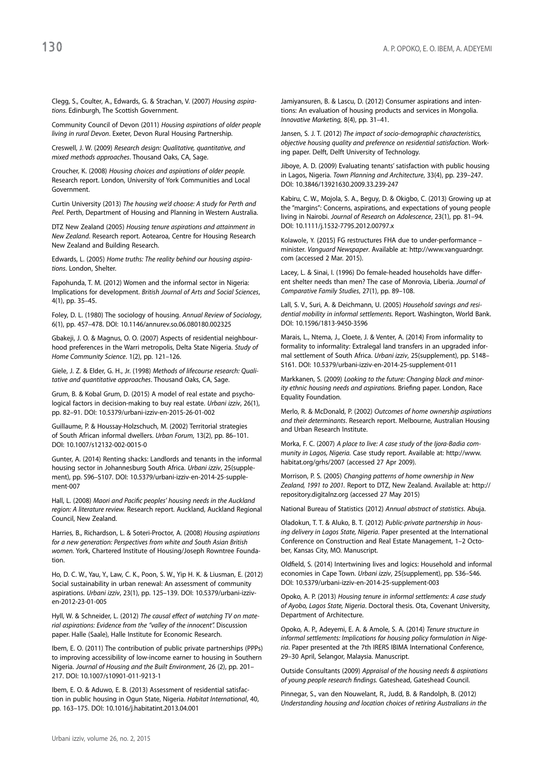Clegg, S., Coulter, A., Edwards, G. & Strachan, V. (2007) *Housing aspirations*. Edinburgh, The Scottish Government.

Community Council of Devon (2011) *Housing aspirations of older people living in rural Devon*. Exeter, Devon Rural Housing Partnership.

Creswell, J. W. (2009) *Research design: Qualitative, quantitative, and mixed methods approaches*. Thousand Oaks, CA, Sage.

Croucher, K. (2008) *Housing choices and aspirations of older people.* Research report. London, University of York Communities and Local Government.

Curtin University (2013) *The housing we'd choose: A study for Perth and Peel.* Perth, Department of Housing and Planning in Western Australia.

DTZ New Zealand (2005) *Housing tenure aspirations and attainment in New Zealand*. Research report. Aotearoa, Centre for Housing Research New Zealand and Building Research.

Edwards, L. (2005) *Home truths: The reality behind our housing aspirations*. London, Shelter.

Fapohunda, T. M. (2012) Women and the informal sector in Nigeria: Implications for development. *British Journal of Arts and Social Sciences*, 4(1), pp. 35–45.

Foley, D. L. (1980) The sociology of housing. *Annual Review of Sociology*, 6(1), pp. 457–478. DOI: 10.1146/annurev.so.06.080180.002325

Gbakeji, J. O. & Magnus, O. O. (2007) Aspects of residential neighbourhood preferences in the Warri metropolis, Delta State Nigeria. *Study of Home Community Science*. 1(2), pp. 121–126.

Giele, J. Z. & Elder, G. H., Jr. (1998) *Methods of lifecourse research: Qualitative and quantitative approaches*. Thousand Oaks, CA, Sage.

Grum, B. & Kobal Grum, D. (2015) A model of real estate and psychological factors in decision-making to buy real estate. *Urbani izziv*, 26(1), pp. 82–91. DOI: 10.5379/urbani-izziv-en-2015-26-01-002

Guillaume, P. & Houssay-Holzschuch, M. (2002) Territorial strategies of South African informal dwellers. *Urban Forum*, 13(2), pp. 86–101. DOI: 10.1007/s12132-002-0015-0

Gunter, A. (2014) Renting shacks: Landlords and tenants in the informal housing sector in Johannesburg South Africa. *Urbani izziv*, 25(supplement), pp. S96–S107. DOI: 10.5379/urbani-izziv-en-2014-25-supplement-007

Hall, L. (2008) *Maori and Pacific peoples' housing needs in the Auckland region: A literature review.* Research report. Auckland, Auckland Regional Council, New Zealand.

Harries, B., Richardson, L. & Soteri-Proctor, A. (2008) *Housing aspirations for a new generation: Perspectives from white and South Asian British women.* York, Chartered Institute of Housing/Joseph Rowntree Foundation.

Ho, D. C. W., Yau, Y., Law, C. K., Poon, S. W., Yip H. K. & Liusman, E. (2012) Social sustainability in urban renewal: An assessment of community aspirations. *Urbani izziv*, 23(1), pp. 125–139. DOI: 10.5379/urbani-izziv-en-2012-23-01-005

Hyll, W. & Schneider, L. (2012) *The causal effect of watching TV on material aspirations: Evidence from the "valley of the innocent".* Discussion paper. Halle (Saale), Halle Institute for Economic Research.

Ibem, E. O. (2011) The contribution of public private partnerships (PPPs) to improving accessibility of low-income earner to housing in Southern Nigeria. *Journal of Housing and the Built Environment*, 26 (2), pp. 201–217. DOI: 10.1007/s10901-011-9213-1

Ibem, E. O. & Aduwo, E. B. (2013) Assessment of residential satisfaction in public housing in Ogun State, Nigeria. *Habitat International*, 40, pp. 163–175. DOI: 10.1016/j.habitatint.2013.04.001

Jamiyansuren, B. & Lascu, D. (2012) Consumer aspirations and intentions: An evaluation of housing products and services in Mongolia. *Innovative Marketing,* 8(4), pp. 31–41.

Jansen, S. J. T. (2012) *The impact of socio-demographic characteristics, objective housing quality and preference on residential satisfaction*. Working paper. Delft, Delft University of Technology.

Jiboye, A. D. (2009) Evaluating tenants' satisfaction with public housing in Lagos, Nigeria. *Town Planning and Architecture*, 33(4), pp. 239–247. DOI: 10.3846/13921630.2009.33.239-247

Kabiru, C. W., Mojola, S. A., Beguy, D. & Okigbo, C. (2013) Growing up at the "margins": Concerns, aspirations, and expectations of young people living in Nairobi. *Journal of Research on Adolescence*, 23(1), pp. 81–94. DOI: 10.1111/j.1532-7795.2012.00797.x

Kolawole, Y. (2015) FG restructures FHA due to under-performance – minister. *Vanguard Newspaper*. Available at: http://www.vanguardngr.com (accessed 2 Mar. 2015).

Lacey, L. & Sinai, I. (1996) Do female-headed households have different shelter needs than men? The case of Monrovia, Liberia. *Journal of Comparative Family Studies*, 27(1), pp. 89–108.

Lall, S. V., Suri, A. & Deichmann, U. (2005) *Household savings and residential mobility in informal settlements.* Report. Washington, World Bank. DOI: 10.1596/1813-9450-3596

Marais, L., Ntema, J., Cloete, J. & Venter, A. (2014) From informality to formality to informality: Extralegal land transfers in an upgraded informal settlement of South Africa. *Urbani izziv*, 25(supplement), pp. S148–S161. DOI: 10.5379/urbani-izziv-en-2014-25-supplement-011

Markkanen, S. (2009) *Looking to the future: Changing black and minority ethnic housing needs and aspirations.* Briefing paper. London, Race Equality Foundation.

Merlo, R. & McDonald, P. (2002) *Outcomes of home ownership aspirations and their determinants*. Research report. Melbourne, Australian Housing and Urban Research Institute.

Morka, F. C. (2007) *A place to live: A case study of the Ijora-Badia community in Lagos, Nigeria.* Case study report. Available at: http://www.habitat.org/grhs/2007 (accessed 27 Apr 2009).

Morrison, P. S. (2005) *Changing patterns of home ownership in New Zealand, 1991 to 2001.* Report to DTZ, New Zealand. Available at: http://repository.digitalnz.org (accessed 27 May 2015)

National Bureau of Statistics (2012) *Annual abstract of statistics*. Abuja.

Oladokun, T. T. & Aluko, B. T. (2012) *Public-private partnership in housing delivery in Lagos State, Nigeria*. Paper presented at the International Conference on Construction and Real Estate Management, 1–2 October, Kansas City, MO. Manuscript.

Oldfield, S. (2014) Intertwining lives and logics: Household and informal economies in Cape Town. *Urbani izziv*, 25(supplement), pp. S36–S46. DOI: 10.5379/urbani-izziv-en-2014-25-supplement-003

Opoko, A. P. (2013) *Housing tenure in informal settlements: A case study of Ayobo, Lagos State, Nigeria*. Doctoral thesis. Ota, Covenant University, Department of Architecture.

Opoko, A. P., Adeyemi, E. A. & Amole, S. A. (2014) *Tenure structure in informal settlements: Implications for housing policy formulation in Nigeria*. Paper presented at the 7th IRERS IBIMA International Conference, 29–30 April, Selangor, Malaysia. Manuscript.

Outside Consultants (2009) *Appraisal of the housing needs & aspirations of young people research findings.* Gateshead, Gateshead Council.

Pinnegar, S., van den Nouwelant, R., Judd, B. & Randolph, B. (2012) *Understanding housing and location choices of retiring Australians in the*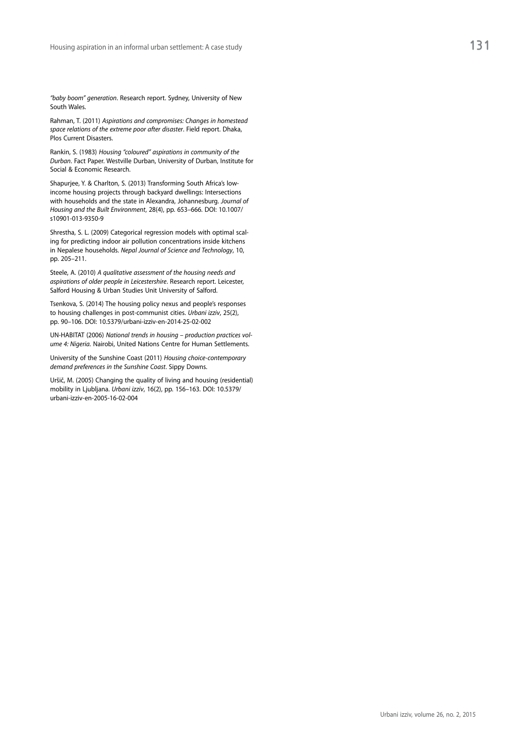*"baby boom" generation*. Research report. Sydney, University of New South Wales.

Rahman, T. (2011) *Aspirations and compromises: Changes in homestead space relations of the extreme poor after disaster*. Field report. Dhaka, Plos Current Disasters.

Rankin, S. (1983) *Housing "coloured" aspirations in community of the Durban*. Fact Paper. Westville Durban, University of Durban, Institute for Social & Economic Research.

Shapurjee, Y. & Charlton, S. (2013) Transforming South Africa's low-income housing projects through backyard dwellings: Intersections with households and the state in Alexandra, Johannesburg. *Journal of Housing and the Built Environment*, 28(4), pp. 653–666. DOI: 10.1007/s10901-013-9350-9

Shrestha, S. L. (2009) Categorical regression models with optimal scaling for predicting indoor air pollution concentrations inside kitchens in Nepalese households. *Nepal Journal of Science and Technology*, 10, pp. 205–211.

Steele, A. (2010) *A qualitative assessment of the housing needs and aspirations of older people in Leicestershire*. Research report. Leicester, Salford Housing & Urban Studies Unit University of Salford.

Tsenkova, S. (2014) The housing policy nexus and people's responses to housing challenges in post-communist cities. *Urbani izziv*, 25(2), pp. 90–106. DOI: 10.5379/urbani-izziv-en-2014-25-02-002

UN-HABITAT (2006) *National trends in housing – production practices volume 4: Nigeria.* Nairobi, United Nations Centre for Human Settlements.

University of the Sunshine Coast (2011) *Housing choice-contemporary demand preferences in the Sunshine Coast*. Sippy Downs.

Uršič, M. (2005) Changing the quality of living and housing (residential) mobility in Ljubljana. *Urbani izziv*, 16(2), pp. 156–163. DOI: 10.5379/urbani-izziv-en-2005-16-02-004